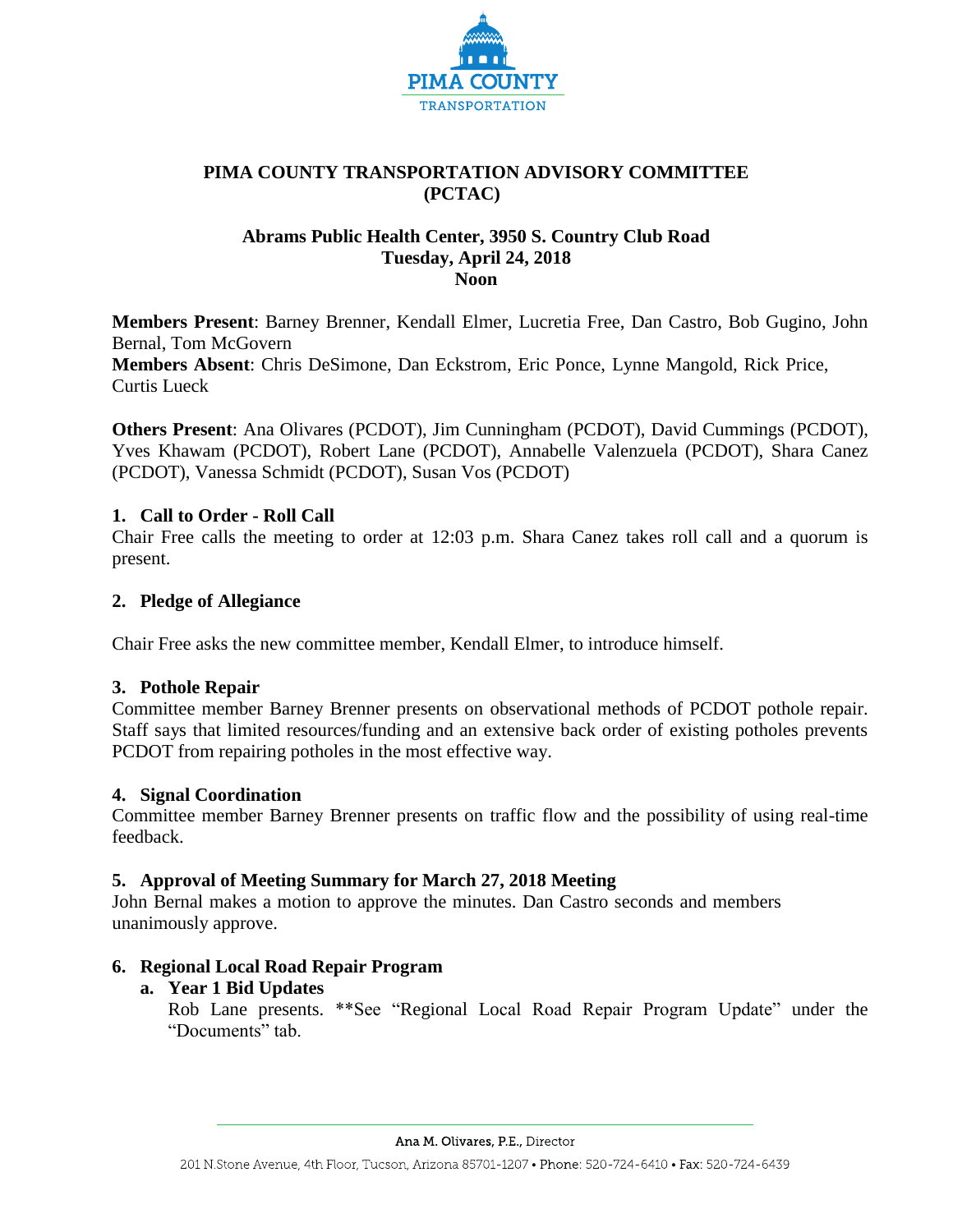PIMA COUNTY
TRANSPORTATION

# PIMA COUNTY TRANSPORTATION ADVISORY COMMITTEE (PCTAC)

**Abrams Public Health Center, 3950 S. Country Club Road**
**Tuesday, April 24, 2018**
**Noon**

**Members Present**: Barney Brenner, Kendall Elmer, Lucretia Free, Dan Castro, Bob Gugino, John Bernal, Tom McGovern
**Members Absent**: Chris DeSimone, Dan Eckstrom, Eric Ponce, Lynne Mangold, Rick Price, Curtis Lueck

**Others Present**: Ana Olivares (PCDOT), Jim Cunningham (PCDOT), David Cummings (PCDOT), Yves Khawam (PCDOT), Robert Lane (PCDOT), Annabelle Valenzuela (PCDOT), Shara Canez (PCDOT), Vanessa Schmidt (PCDOT), Susan Vos (PCDOT)

## 1. Call to Order - Roll Call

Chair Free calls the meeting to order at 12:03 p.m. Shara Canez takes roll call and a quorum is present.

## 2. Pledge of Allegiance

Chair Free asks the new committee member, Kendall Elmer, to introduce himself.

## 3. Pothole Repair

Committee member Barney Brenner presents on observational methods of PCDOT pothole repair. Staff says that limited resources/funding and an extensive back order of existing potholes prevents PCDOT from repairing potholes in the most effective way.

## 4. Signal Coordination

Committee member Barney Brenner presents on traffic flow and the possibility of using real-time feedback.

## 5. Approval of Meeting Summary for March 27, 2018 Meeting

John Bernal makes a motion to approve the minutes. Dan Castro seconds and members unanimously approve.

## 6. Regional Local Road Repair Program

### a. Year 1 Bid Updates

Rob Lane presents. **See "Regional Local Road Repair Program Update" under the "Documents" tab.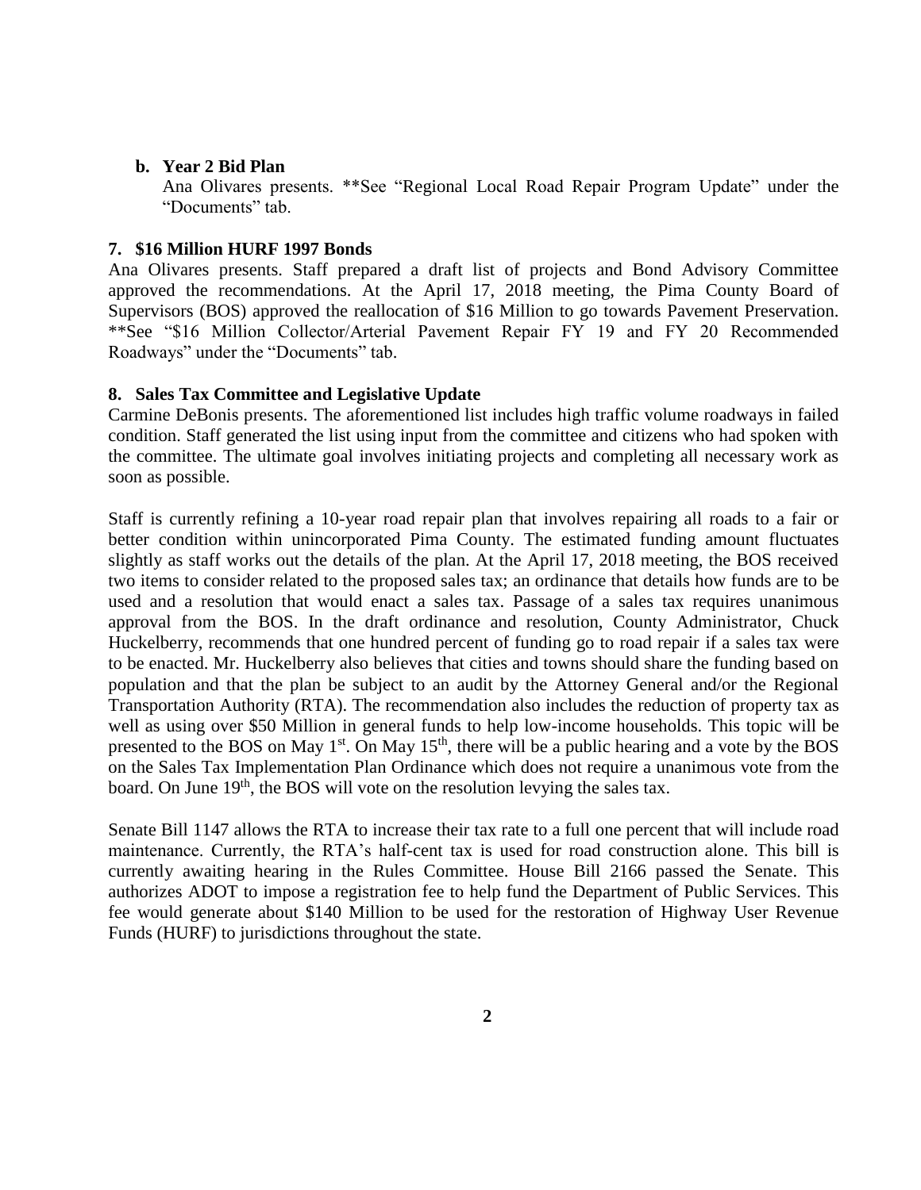**b. Year 2 Bid Plan**

Ana Olivares presents. **See "Regional Local Road Repair Program Update" under the "Documents" tab.

**7. $16 Million HURF 1997 Bonds**

Ana Olivares presents. Staff prepared a draft list of projects and Bond Advisory Committee approved the recommendations. At the April 17, 2018 meeting, the Pima County Board of Supervisors (BOS) approved the reallocation of $16 Million to go towards Pavement Preservation. **See "$16 Million Collector/Arterial Pavement Repair FY 19 and FY 20 Recommended Roadways" under the "Documents" tab.

**8. Sales Tax Committee and Legislative Update**

Carmine DeBonis presents. The aforementioned list includes high traffic volume roadways in failed condition. Staff generated the list using input from the committee and citizens who had spoken with the committee. The ultimate goal involves initiating projects and completing all necessary work as soon as possible.

Staff is currently refining a 10-year road repair plan that involves repairing all roads to a fair or better condition within unincorporated Pima County. The estimated funding amount fluctuates slightly as staff works out the details of the plan. At the April 17, 2018 meeting, the BOS received two items to consider related to the proposed sales tax; an ordinance that details how funds are to be used and a resolution that would enact a sales tax. Passage of a sales tax requires unanimous approval from the BOS. In the draft ordinance and resolution, County Administrator, Chuck Huckelberry, recommends that one hundred percent of funding go to road repair if a sales tax were to be enacted. Mr. Huckelberry also believes that cities and towns should share the funding based on population and that the plan be subject to an audit by the Attorney General and/or the Regional Transportation Authority (RTA). The recommendation also includes the reduction of property tax as well as using over $50 Million in general funds to help low-income households. This topic will be presented to the BOS on May 1st. On May 15th, there will be a public hearing and a vote by the BOS on the Sales Tax Implementation Plan Ordinance which does not require a unanimous vote from the board. On June 19th, the BOS will vote on the resolution levying the sales tax.

Senate Bill 1147 allows the RTA to increase their tax rate to a full one percent that will include road maintenance. Currently, the RTA's half-cent tax is used for road construction alone. This bill is currently awaiting hearing in the Rules Committee. House Bill 2166 passed the Senate. This authorizes ADOT to impose a registration fee to help fund the Department of Public Services. This fee would generate about $140 Million to be used for the restoration of Highway User Revenue Funds (HURF) to jurisdictions throughout the state.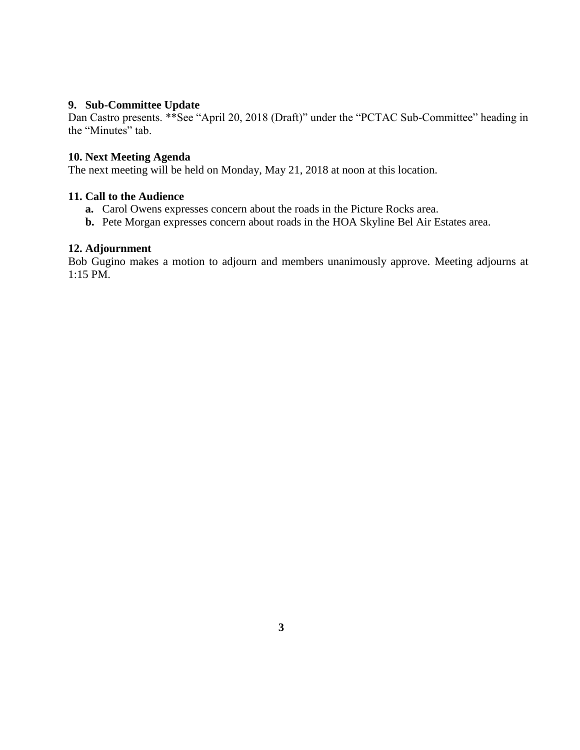### 9. Sub-Committee Update

Dan Castro presents. **See “April 20, 2018 (Draft)” under the “PCTAC Sub-Committee” heading in the “Minutes” tab.

### 10. Next Meeting Agenda

The next meeting will be held on Monday, May 21, 2018 at noon at this location.

### 11. Call to the Audience

- **a.** Carol Owens expresses concern about the roads in the Picture Rocks area.
- **b.** Pete Morgan expresses concern about roads in the HOA Skyline Bel Air Estates area.

### 12. Adjournment

Bob Gugino makes a motion to adjourn and members unanimously approve. Meeting adjourns at 1:15 PM.